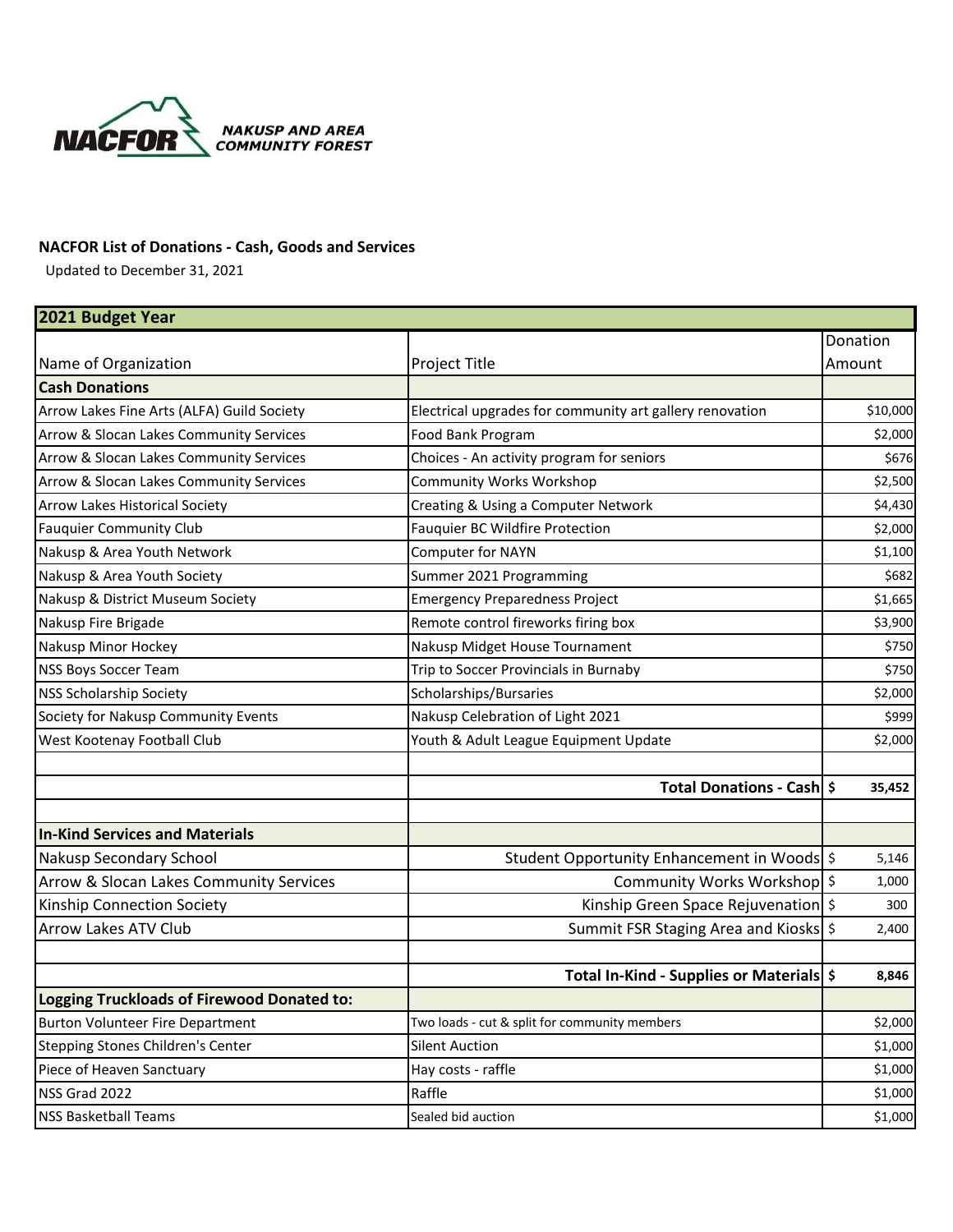NACFOR NAKUSP AND AREA COMMUNITY FOREST

**NACFOR List of Donations - Cash, Goods and Services**

Updated to December 31, 2021

| 2021 Budget Year | | |
|---|---|---|
| Name of Organization | Project Title | Donation Amount |
| **Cash Donations** | | |
| Arrow Lakes Fine Arts (ALFA) Guild Society | Electrical upgrades for community art gallery renovation | $10,000 |
| Arrow & Slocan Lakes Community Services | Food Bank Program | $2,000 |
| Arrow & Slocan Lakes Community Services | Choices - An activity program for seniors | $676 |
| Arrow & Slocan Lakes Community Services | Community Works Workshop | $2,500 |
| Arrow Lakes Historical Society | Creating & Using a Computer Network | $4,430 |
| Fauquier Community Club | Fauquier BC Wildfire Protection | $2,000 |
| Nakusp & Area Youth Network | Computer for NAYN | $1,100 |
| Nakusp & Area Youth Society | Summer 2021 Programming | $682 |
| Nakusp & District Museum Society | Emergency Preparedness Project | $1,665 |
| Nakusp Fire Brigade | Remote control fireworks firing box | $3,900 |
| Nakusp Minor Hockey | Nakusp Midget House Tournament | $750 |
| NSS Boys Soccer Team | Trip to Soccer Provincials in Burnaby | $750 |
| NSS Scholarship Society | Scholarships/Bursaries | $2,000 |
| Society for Nakusp Community Events | Nakusp Celebration of Light 2021 | $999 |
| West Kootenay Football Club | Youth & Adult League Equipment Update | $2,000 |
| | | |
| | **Total Donations - Cash** | **$ 35,452** |
| | | |
| **In-Kind Services and Materials** | | |
| Nakusp Secondary School | Student Opportunity Enhancement in Woods | $ 5,146 |
| Arrow & Slocan Lakes Community Services | Community Works Workshop | $ 1,000 |
| Kinship Connection Society | Kinship Green Space Rejuvenation | $ 300 |
| Arrow Lakes ATV Club | Summit FSR Staging Area and Kiosks | $ 2,400 |
| | | |
| | **Total In-Kind - Supplies or Materials** | **$ 8,846** |
| **Logging Truckloads of Firewood Donated to:** | | |
| Burton Volunteer Fire Department | Two loads - cut & split for community members | $2,000 |
| Stepping Stones Children's Center | Silent Auction | $1,000 |
| Piece of Heaven Sanctuary | Hay costs - raffle | $1,000 |
| NSS Grad 2022 | Raffle | $1,000 |
| NSS Basketball Teams | Sealed bid auction | $1,000 |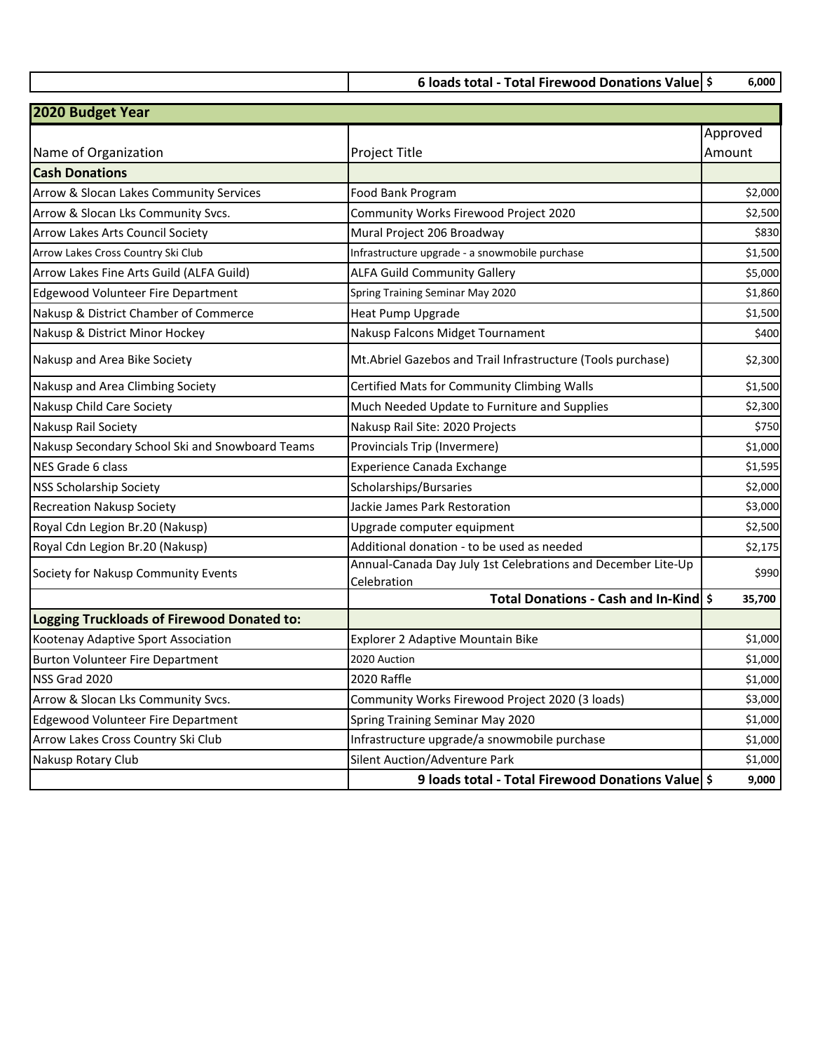| | 6 loads total - Total Firewood Donations Value | $ 6,000 |
|---|---|---|

**2020 Budget Year**

| Name of Organization | Project Title | Approved Amount |
|---|---|---|
| **Cash Donations** | | |
| Arrow & Slocan Lakes Community Services | Food Bank Program | $2,000 |
| Arrow & Slocan Lks Community Svcs. | Community Works Firewood Project 2020 | $2,500 |
| Arrow Lakes Arts Council Society | Mural Project 206 Broadway | $830 |
| Arrow Lakes Cross Country Ski Club | Infrastructure upgrade - a snowmobile purchase | $1,500 |
| Arrow Lakes Fine Arts Guild (ALFA Guild) | ALFA Guild Community Gallery | $5,000 |
| Edgewood Volunteer Fire Department | Spring Training Seminar May 2020 | $1,860 |
| Nakusp & District Chamber of Commerce | Heat Pump Upgrade | $1,500 |
| Nakusp & District Minor Hockey | Nakusp Falcons Midget Tournament | $400 |
| Nakusp and Area Bike Society | Mt.Abriel Gazebos and Trail Infrastructure (Tools purchase) | $2,300 |
| Nakusp and Area Climbing Society | Certified Mats for Community Climbing Walls | $1,500 |
| Nakusp Child Care Society | Much Needed Update to Furniture and Supplies | $2,300 |
| Nakusp Rail Society | Nakusp Rail Site: 2020 Projects | $750 |
| Nakusp Secondary School Ski and Snowboard Teams | Provincials Trip (Invermere) | $1,000 |
| NES Grade 6 class | Experience Canada Exchange | $1,595 |
| NSS Scholarship Society | Scholarships/Bursaries | $2,000 |
| Recreation Nakusp Society | Jackie James Park Restoration | $3,000 |
| Royal Cdn Legion Br.20 (Nakusp) | Upgrade computer equipment | $2,500 |
| Royal Cdn Legion Br.20 (Nakusp) | Additional donation - to be used as needed | $2,175 |
| Society for Nakusp Community Events | Annual-Canada Day July 1st Celebrations and December Lite-Up Celebration | $990 |
| | **Total Donations - Cash and In-Kind** | **$ 35,700** |
| **Logging Truckloads of Firewood Donated to:** | | |
| Kootenay Adaptive Sport Association | Explorer 2 Adaptive Mountain Bike | $1,000 |
| Burton Volunteer Fire Department | 2020 Auction | $1,000 |
| NSS Grad 2020 | 2020 Raffle | $1,000 |
| Arrow & Slocan Lks Community Svcs. | Community Works Firewood Project 2020 (3 loads) | $3,000 |
| Edgewood Volunteer Fire Department | Spring Training Seminar May 2020 | $1,000 |
| Arrow Lakes Cross Country Ski Club | Infrastructure upgrade/a snowmobile purchase | $1,000 |
| Nakusp Rotary Club | Silent Auction/Adventure Park | $1,000 |
| | **9 loads total - Total Firewood Donations Value** | **$ 9,000** |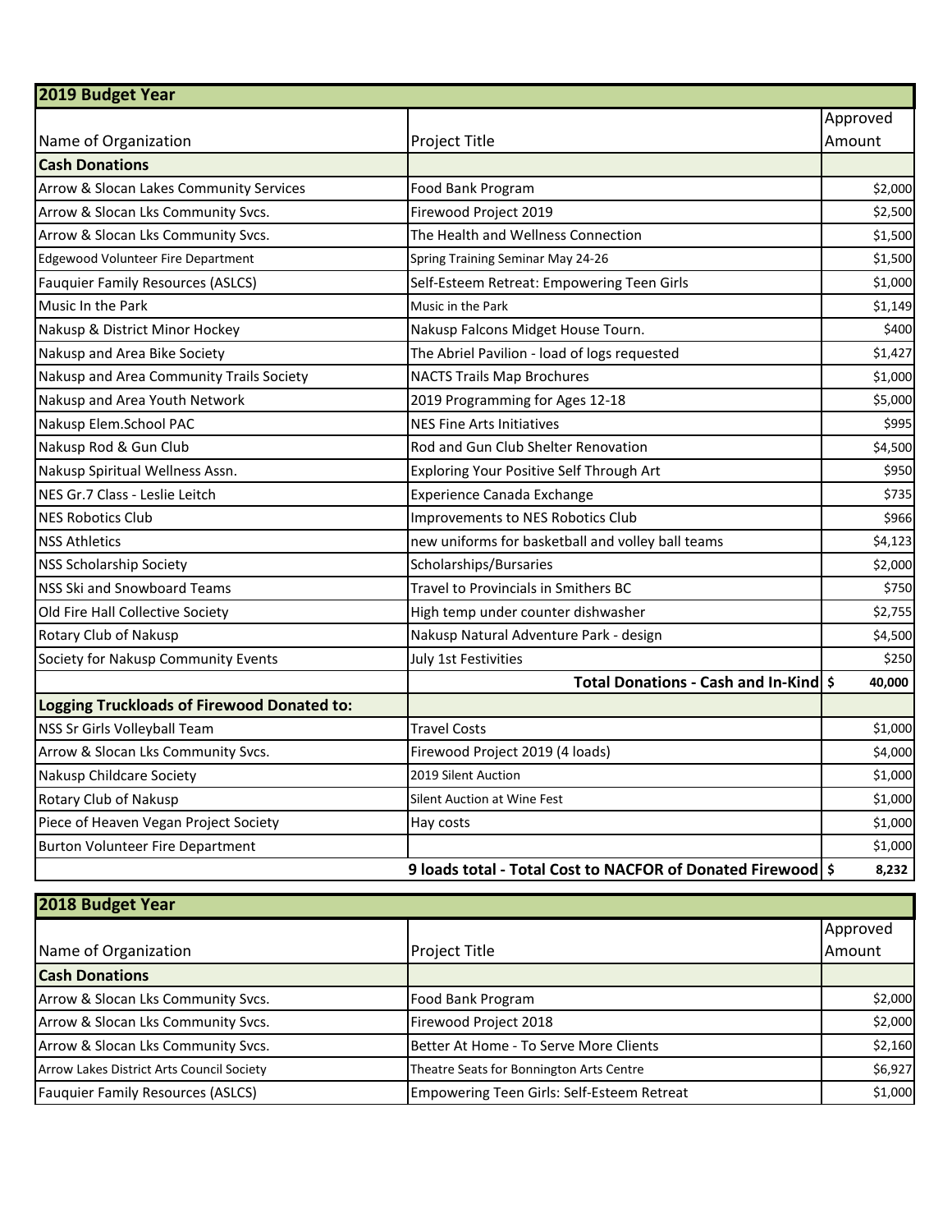| 2019 Budget Year | | |
|---|---|---|
| Name of Organization | Project Title | Approved Amount |
| **Cash Donations** | | |
| Arrow & Slocan Lakes Community Services | Food Bank Program | $2,000 |
| Arrow & Slocan Lks Community Svcs. | Firewood Project 2019 | $2,500 |
| Arrow & Slocan Lks Community Svcs. | The Health and Wellness Connection | $1,500 |
| Edgewood Volunteer Fire Department | Spring Training Seminar May 24-26 | $1,500 |
| Fauquier Family Resources (ASLCS) | Self-Esteem Retreat: Empowering Teen Girls | $1,000 |
| Music In the Park | Music in the Park | $1,149 |
| Nakusp & District Minor Hockey | Nakusp Falcons Midget House Tourn. | $400 |
| Nakusp and Area Bike Society | The Abriel Pavilion - load of logs requested | $1,427 |
| Nakusp and Area Community Trails Society | NACTS Trails Map Brochures | $1,000 |
| Nakusp and Area Youth Network | 2019 Programming for Ages 12-18 | $5,000 |
| Nakusp Elem.School PAC | NES Fine Arts Initiatives | $995 |
| Nakusp Rod & Gun Club | Rod and Gun Club Shelter Renovation | $4,500 |
| Nakusp Spiritual Wellness Assn. | Exploring Your Positive Self Through Art | $950 |
| NES Gr.7 Class - Leslie Leitch | Experience Canada Exchange | $735 |
| NES Robotics Club | Improvements to NES Robotics Club | $966 |
| NSS Athletics | new uniforms for basketball and volley ball teams | $4,123 |
| NSS Scholarship Society | Scholarships/Bursaries | $2,000 |
| NSS Ski and Snowboard Teams | Travel to Provincials in Smithers BC | $750 |
| Old Fire Hall Collective Society | High temp under counter dishwasher | $2,755 |
| Rotary Club of Nakusp | Nakusp Natural Adventure Park - design | $4,500 |
| Society for Nakusp Community Events | July 1st Festivities | $250 |
| | **Total Donations - Cash and In-Kind** | **$ 40,000** |
| **Logging Truckloads of Firewood Donated to:** | | |
| NSS Sr Girls Volleyball Team | Travel Costs | $1,000 |
| Arrow & Slocan Lks Community Svcs. | Firewood Project 2019 (4 loads) | $4,000 |
| Nakusp Childcare Society | 2019 Silent Auction | $1,000 |
| Rotary Club of Nakusp | Silent Auction at Wine Fest | $1,000 |
| Piece of Heaven Vegan Project Society | Hay costs | $1,000 |
| Burton Volunteer Fire Department | | $1,000 |
| | **9 loads total - Total Cost to NACFOR of Donated Firewood** | **$ 8,232** |

| 2018 Budget Year | | |
|---|---|---|
| Name of Organization | Project Title | Approved Amount |
| **Cash Donations** | | |
| Arrow & Slocan Lks Community Svcs. | Food Bank Program | $2,000 |
| Arrow & Slocan Lks Community Svcs. | Firewood Project 2018 | $2,000 |
| Arrow & Slocan Lks Community Svcs. | Better At Home - To Serve More Clients | $2,160 |
| Arrow Lakes District Arts Council Society | Theatre Seats for Bonnington Arts Centre | $6,927 |
| Fauquier Family Resources (ASLCS) | Empowering Teen Girls: Self-Esteem Retreat | $1,000 |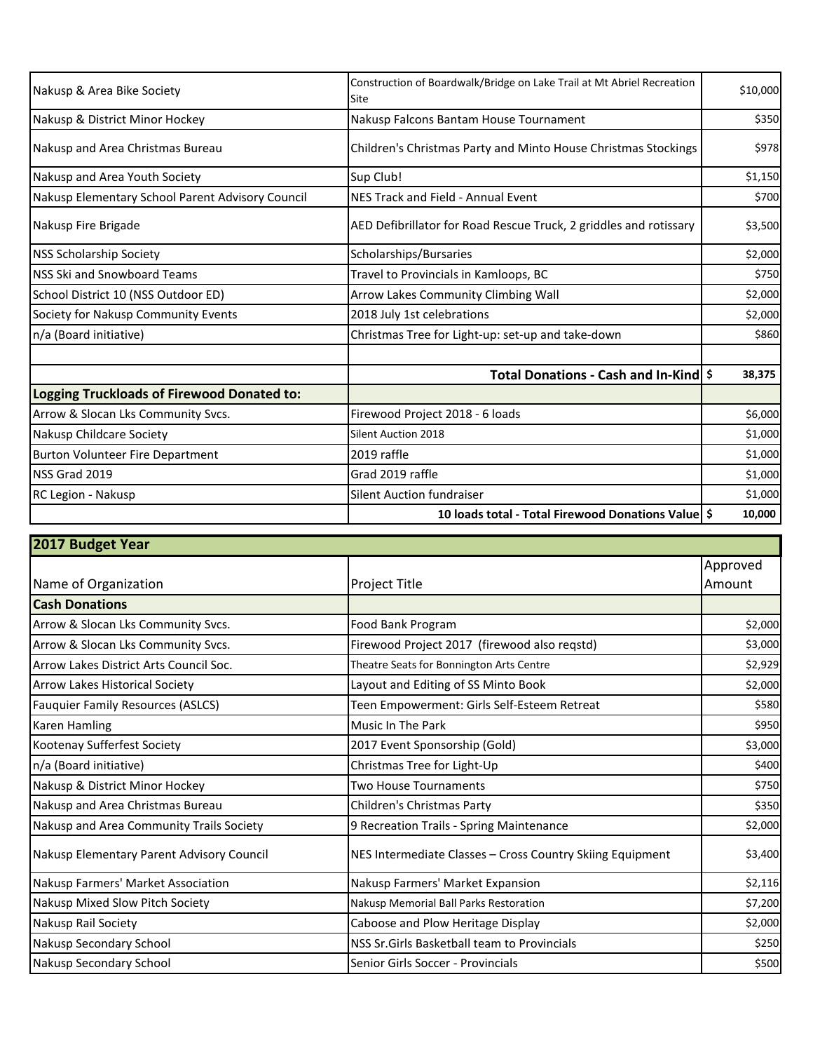| | | |
|---|---|---|
| Nakusp & Area Bike Society | Construction of Boardwalk/Bridge on Lake Trail at Mt Abriel Recreation Site | $10,000 |
| Nakusp & District Minor Hockey | Nakusp Falcons Bantam House Tournament | $350 |
| Nakusp and Area Christmas Bureau | Children's Christmas Party and Minto House Christmas Stockings | $978 |
| Nakusp and Area Youth Society | Sup Club! | $1,150 |
| Nakusp Elementary School Parent Advisory Council | NES Track and Field - Annual Event | $700 |
| Nakusp Fire Brigade | AED Defibrillator for Road Rescue Truck, 2 griddles and rotissary | $3,500 |
| NSS Scholarship Society | Scholarships/Bursaries | $2,000 |
| NSS Ski and Snowboard Teams | Travel to Provincials in Kamloops, BC | $750 |
| School District 10 (NSS Outdoor ED) | Arrow Lakes Community Climbing Wall | $2,000 |
| Society for Nakusp Community Events | 2018 July 1st celebrations | $2,000 |
| n/a (Board initiative) | Christmas Tree for Light-up: set-up and take-down | $860 |
| | | |
| | **Total Donations - Cash and In-Kind** | **$ 38,375** |
| **Logging Truckloads of Firewood Donated to:** | | |
| Arrow & Slocan Lks Community Svcs. | Firewood Project 2018 - 6 loads | $6,000 |
| Nakusp Childcare Society | Silent Auction 2018 | $1,000 |
| Burton Volunteer Fire Department | 2019 raffle | $1,000 |
| NSS Grad 2019 | Grad 2019 raffle | $1,000 |
| RC Legion - Nakusp | Silent Auction fundraiser | $1,000 |
| | **10 loads total - Total Firewood Donations Value** | **$ 10,000** |

| **2017 Budget Year** | | |
|---|---|---|
| Name of Organization | Project Title | Approved Amount |
| **Cash Donations** | | |
| Arrow & Slocan Lks Community Svcs. | Food Bank Program | $2,000 |
| Arrow & Slocan Lks Community Svcs. | Firewood Project 2017 (firewood also reqstd) | $3,000 |
| Arrow Lakes District Arts Council Soc. | Theatre Seats for Bonnington Arts Centre | $2,929 |
| Arrow Lakes Historical Society | Layout and Editing of SS Minto Book | $2,000 |
| Fauquier Family Resources (ASLCS) | Teen Empowerment: Girls Self-Esteem Retreat | $580 |
| Karen Hamling | Music In The Park | $950 |
| Kootenay Sufferfest Society | 2017 Event Sponsorship (Gold) | $3,000 |
| n/a (Board initiative) | Christmas Tree for Light-Up | $400 |
| Nakusp & District Minor Hockey | Two House Tournaments | $750 |
| Nakusp and Area Christmas Bureau | Children's Christmas Party | $350 |
| Nakusp and Area Community Trails Society | 9 Recreation Trails - Spring Maintenance | $2,000 |
| Nakusp Elementary Parent Advisory Council | NES Intermediate Classes – Cross Country Skiing Equipment | $3,400 |
| Nakusp Farmers' Market Association | Nakusp Farmers' Market Expansion | $2,116 |
| Nakusp Mixed Slow Pitch Society | Nakusp Memorial Ball Parks Restoration | $7,200 |
| Nakusp Rail Society | Caboose and Plow Heritage Display | $2,000 |
| Nakusp Secondary School | NSS Sr.Girls Basketball team to Provincials | $250 |
| Nakusp Secondary School | Senior Girls Soccer - Provincials | $500 |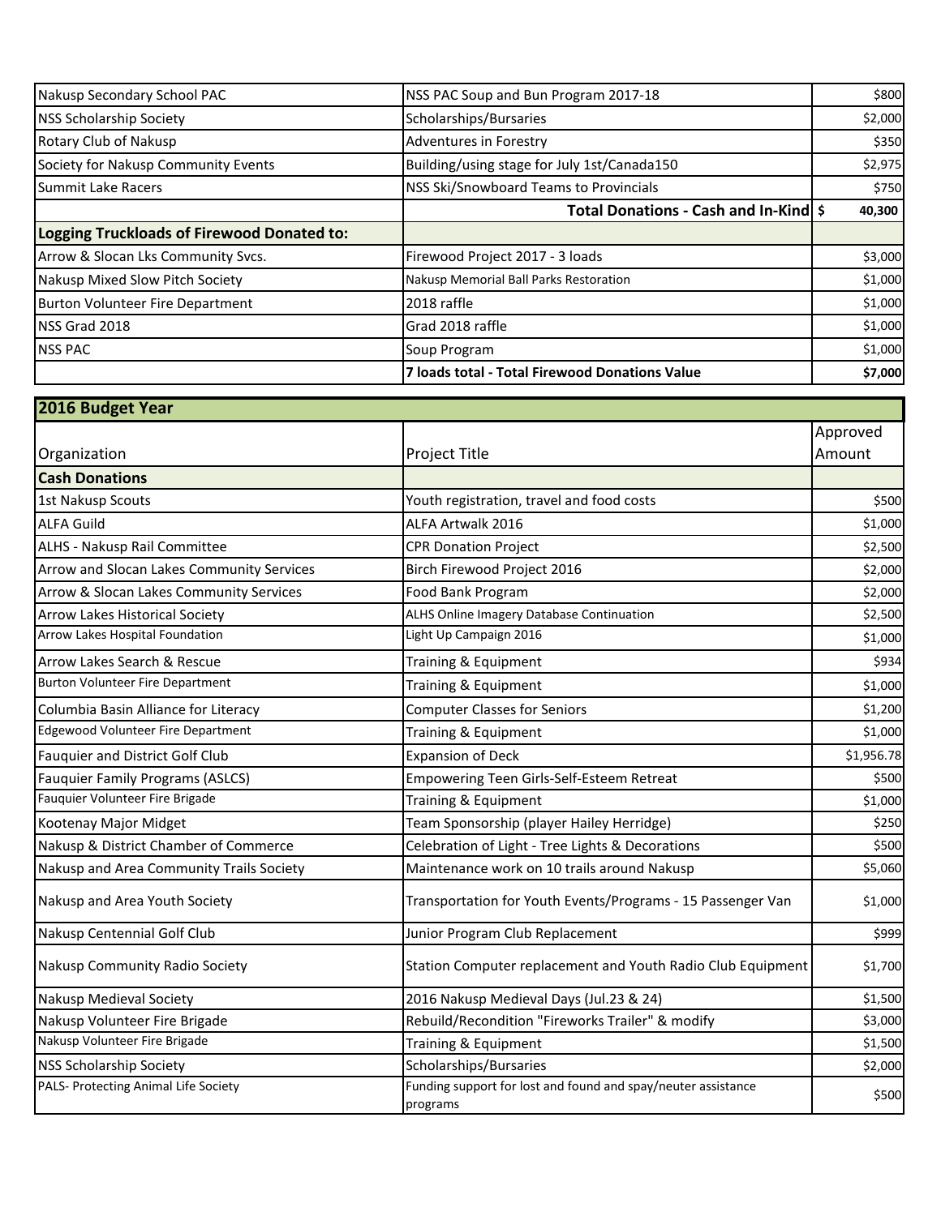| | | |
|---|---|---|
| Nakusp Secondary School PAC | NSS PAC Soup and Bun Program 2017-18 | $800 |
| NSS Scholarship Society | Scholarships/Bursaries | $2,000 |
| Rotary Club of Nakusp | Adventures in Forestry | $350 |
| Society for Nakusp Community Events | Building/using stage for July 1st/Canada150 | $2,975 |
| Summit Lake Racers | NSS Ski/Snowboard Teams to Provincials | $750 |
| | **Total Donations - Cash and In-Kind** | **$ 40,300** |
| **Logging Truckloads of Firewood Donated to:** | | |
| Arrow & Slocan Lks Community Svcs. | Firewood Project 2017 - 3 loads | $3,000 |
| Nakusp Mixed Slow Pitch Society | Nakusp Memorial Ball Parks Restoration | $1,000 |
| Burton Volunteer Fire Department | 2018 raffle | $1,000 |
| NSS Grad 2018 | Grad 2018 raffle | $1,000 |
| NSS PAC | Soup Program | $1,000 |
| | **7 loads total - Total Firewood Donations Value** | **$7,000** |

## 2016 Budget Year

| Organization | Project Title | Approved Amount |
|---|---|---|
| **Cash Donations** | | |
| 1st Nakusp Scouts | Youth registration, travel and food costs | $500 |
| ALFA Guild | ALFA Artwalk 2016 | $1,000 |
| ALHS - Nakusp Rail Committee | CPR Donation Project | $2,500 |
| Arrow and Slocan Lakes Community Services | Birch Firewood Project 2016 | $2,000 |
| Arrow & Slocan Lakes Community Services | Food Bank Program | $2,000 |
| Arrow Lakes Historical Society | ALHS Online Imagery Database Continuation | $2,500 |
| Arrow Lakes Hospital Foundation | Light Up Campaign 2016 | $1,000 |
| Arrow Lakes Search & Rescue | Training & Equipment | $934 |
| Burton Volunteer Fire Department | Training & Equipment | $1,000 |
| Columbia Basin Alliance for Literacy | Computer Classes for Seniors | $1,200 |
| Edgewood Volunteer Fire Department | Training & Equipment | $1,000 |
| Fauquier and District Golf Club | Expansion of Deck | $1,956.78 |
| Fauquier Family Programs (ASLCS) | Empowering Teen Girls-Self-Esteem Retreat | $500 |
| Fauquier Volunteer Fire Brigade | Training & Equipment | $1,000 |
| Kootenay Major Midget | Team Sponsorship (player Hailey Herridge) | $250 |
| Nakusp & District Chamber of Commerce | Celebration of Light - Tree Lights & Decorations | $500 |
| Nakusp and Area Community Trails Society | Maintenance work on 10 trails around Nakusp | $5,060 |
| Nakusp and Area Youth Society | Transportation for Youth Events/Programs - 15 Passenger Van | $1,000 |
| Nakusp Centennial Golf Club | Junior Program Club Replacement | $999 |
| Nakusp Community Radio Society | Station Computer replacement and Youth Radio Club Equipment | $1,700 |
| Nakusp Medieval Society | 2016 Nakusp Medieval Days (Jul.23 & 24) | $1,500 |
| Nakusp Volunteer Fire Brigade | Rebuild/Recondition "Fireworks Trailer" & modify | $3,000 |
| Nakusp Volunteer Fire Brigade | Training & Equipment | $1,500 |
| NSS Scholarship Society | Scholarships/Bursaries | $2,000 |
| PALS- Protecting Animal Life Society | Funding support for lost and found and spay/neuter assistance programs | $500 |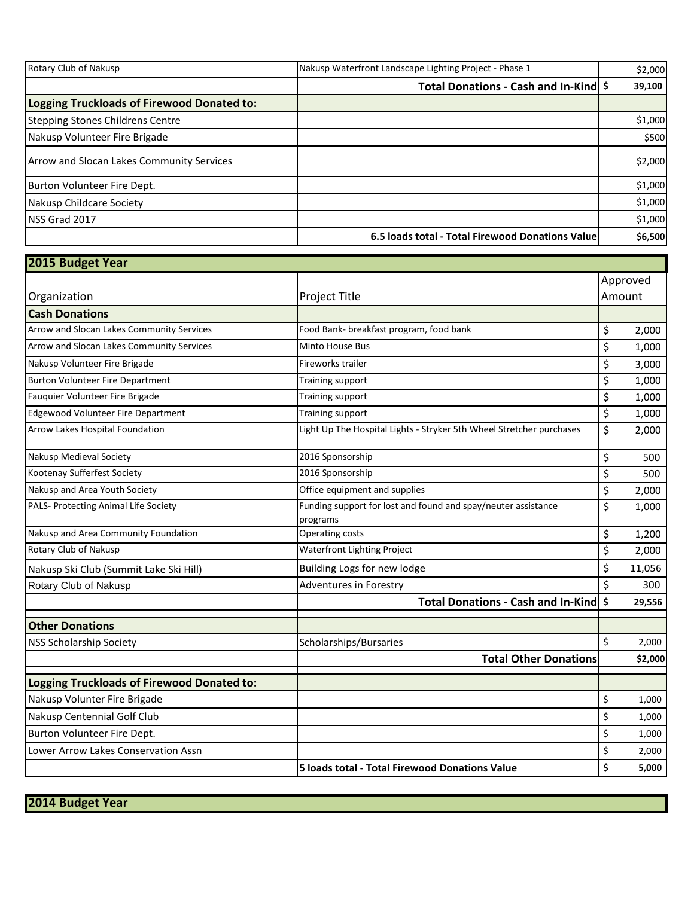| | | |
|---|---|---|
| Rotary Club of Nakusp | Nakusp Waterfront Landscape Lighting Project - Phase 1 | $2,000 |
| | **Total Donations - Cash and In-Kind** | **$ 39,100** |
| **Logging Truckloads of Firewood Donated to:** | | |
| Stepping Stones Childrens Centre | | $1,000 |
| Nakusp Volunteer Fire Brigade | | $500 |
| Arrow and Slocan Lakes Community Services | | $2,000 |
| Burton Volunteer Fire Dept. | | $1,000 |
| Nakusp Childcare Society | | $1,000 |
| NSS Grad 2017 | | $1,000 |
| | **6.5 loads total - Total Firewood Donations Value** | **$6,500** |

## 2015 Budget Year

| Organization | Project Title | Approved Amount |
|---|---|---|
| **Cash Donations** | | |
| Arrow and Slocan Lakes Community Services | Food Bank- breakfast program, food bank | $ 2,000 |
| Arrow and Slocan Lakes Community Services | Minto House Bus | $ 1,000 |
| Nakusp Volunteer Fire Brigade | Fireworks trailer | $ 3,000 |
| Burton Volunteer Fire Department | Training support | $ 1,000 |
| Fauquier Volunteer Fire Brigade | Training support | $ 1,000 |
| Edgewood Volunteer Fire Department | Training support | $ 1,000 |
| Arrow Lakes Hospital Foundation | Light Up The Hospital Lights - Stryker 5th Wheel Stretcher purchases | $ 2,000 |
| Nakusp Medieval Society | 2016 Sponsorship | $ 500 |
| Kootenay Sufferfest Society | 2016 Sponsorship | $ 500 |
| Nakusp and Area Youth Society | Office equipment and supplies | $ 2,000 |
| PALS- Protecting Animal Life Society | Funding support for lost and found and spay/neuter assistance programs | $ 1,000 |
| Nakusp and Area Community Foundation | Operating costs | $ 1,200 |
| Rotary Club of Nakusp | Waterfront Lighting Project | $ 2,000 |
| Nakusp Ski Club (Summit Lake Ski Hill) | Building Logs for new lodge | $ 11,056 |
| Rotary Club of Nakusp | Adventures in Forestry | $ 300 |
| | **Total Donations - Cash and In-Kind** | **$ 29,556** |
| **Other Donations** | | |
| NSS Scholarship Society | Scholarships/Bursaries | $ 2,000 |
| | **Total Other Donations** | **$2,000** |
| **Logging Truckloads of Firewood Donated to:** | | |
| Nakusp Volunter Fire Brigade | | $ 1,000 |
| Nakusp Centennial Golf Club | | $ 1,000 |
| Burton Volunteer Fire Dept. | | $ 1,000 |
| Lower Arrow Lakes Conservation Assn | | $ 2,000 |
| | **5 loads total - Total Firewood Donations Value** | **$ 5,000** |

## 2014 Budget Year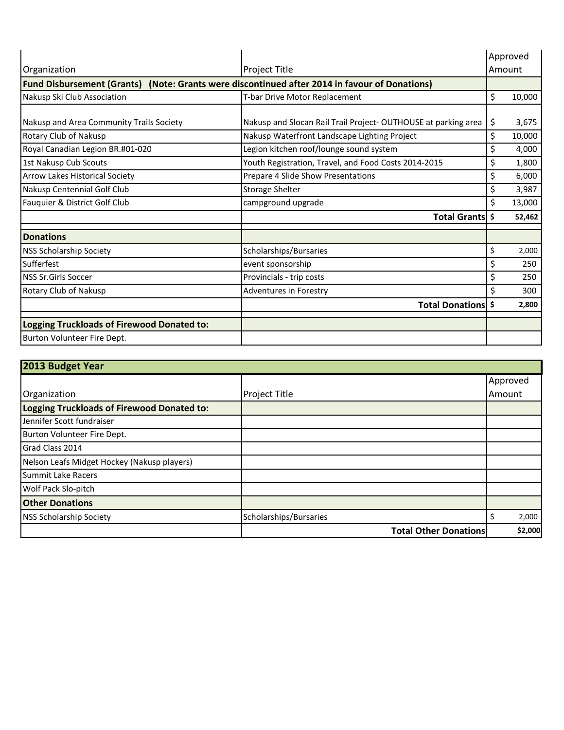| Organization | Project Title | Approved Amount |
| --- | --- | --- |
| **Fund Disbursement (Grants) (Note: Grants were discontinued after 2014 in favour of Donations)** | | |
| Nakusp Ski Club Association | T-bar Drive Motor Replacement | $ 10,000 |
| Nakusp and Area Community Trails Society | Nakusp and Slocan Rail Trail Project- OUTHOUSE at parking area | $ 3,675 |
| Rotary Club of Nakusp | Nakusp Waterfront Landscape Lighting Project | $ 10,000 |
| Royal Canadian Legion BR.#01-020 | Legion kitchen roof/lounge sound system | $ 4,000 |
| 1st Nakusp Cub Scouts | Youth Registration, Travel, and Food Costs 2014-2015 | $ 1,800 |
| Arrow Lakes Historical Society | Prepare 4 Slide Show Presentations | $ 6,000 |
| Nakusp Centennial Golf Club | Storage Shelter | $ 3,987 |
| Fauquier & District Golf Club | campground upgrade | $ 13,000 |
| | **Total Grants** | **$ 52,462** |
| | | |
| **Donations** | | |
| NSS Scholarship Society | Scholarships/Bursaries | $ 2,000 |
| Sufferfest | event sponsorship | $ 250 |
| NSS Sr.Girls Soccer | Provincials - trip costs | $ 250 |
| Rotary Club of Nakusp | Adventures in Forestry | $ 300 |
| | **Total Donations** | **$ 2,800** |
| | | |
| **Logging Truckloads of Firewood Donated to:** | | |
| Burton Volunteer Fire Dept. | | |

## 2013 Budget Year

| Organization | Project Title | Approved Amount |
| --- | --- | --- |
| **Logging Truckloads of Firewood Donated to:** | | |
| Jennifer Scott fundraiser | | |
| Burton Volunteer Fire Dept. | | |
| Grad Class 2014 | | |
| Nelson Leafs Midget Hockey (Nakusp players) | | |
| Summit Lake Racers | | |
| Wolf Pack Slo-pitch | | |
| **Other Donations** | | |
| NSS Scholarship Society | Scholarships/Bursaries | $ 2,000 |
| | **Total Other Donations** | **$2,000** |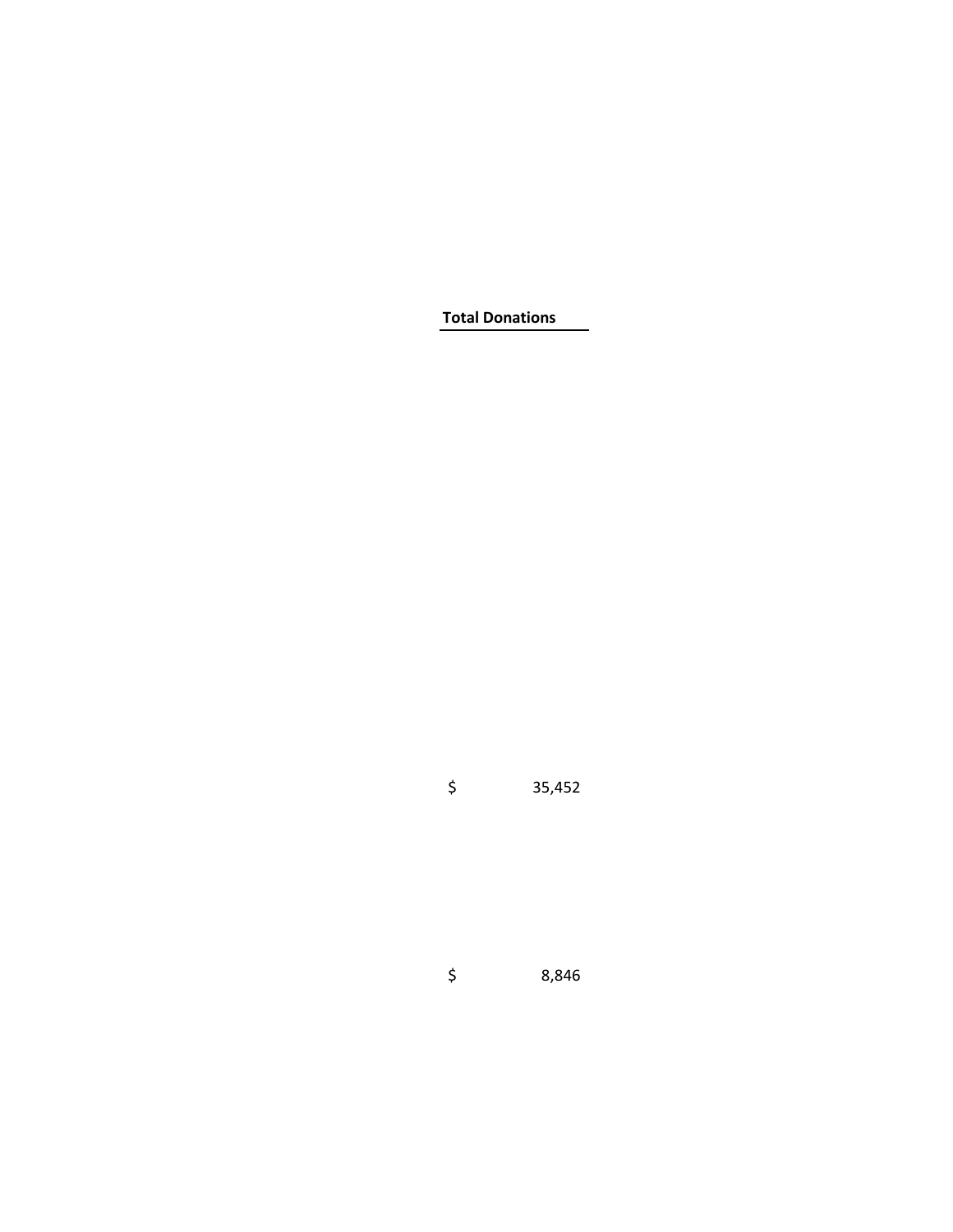| Total Donations |
|---|
| $ 35,452 |
| $ 8,846 |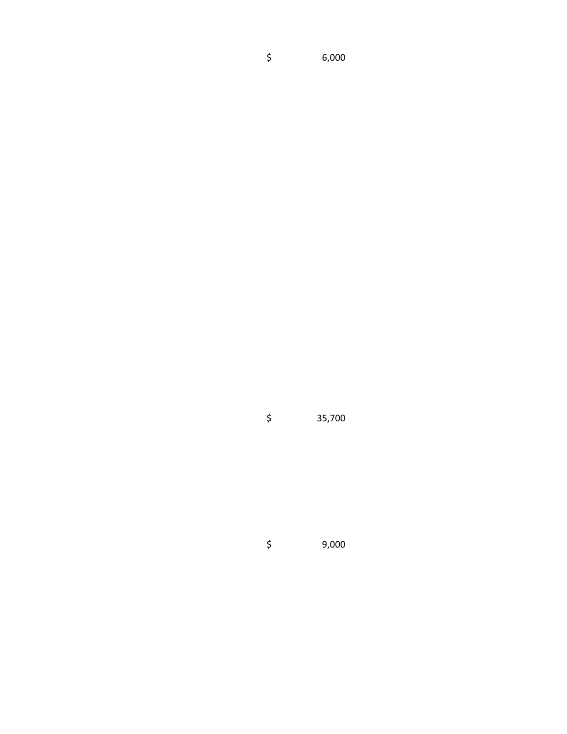$ 6,000

$ 35,700

$ 9,000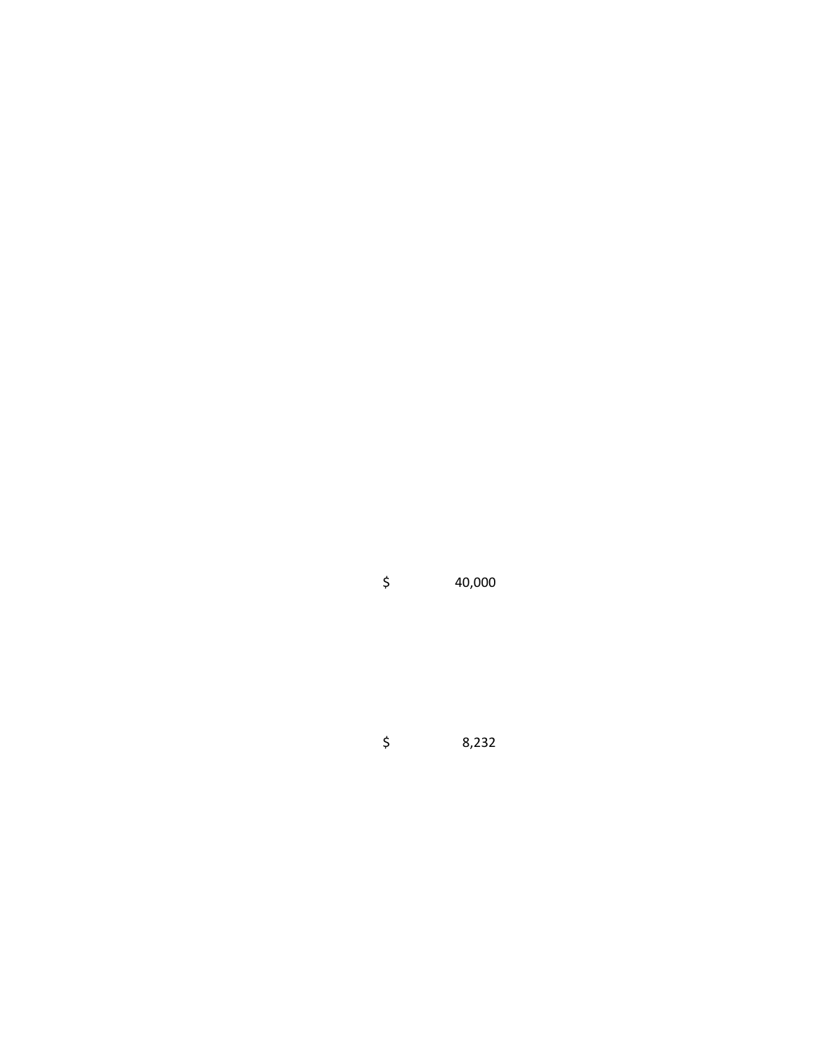$ 40,000

$ 8,232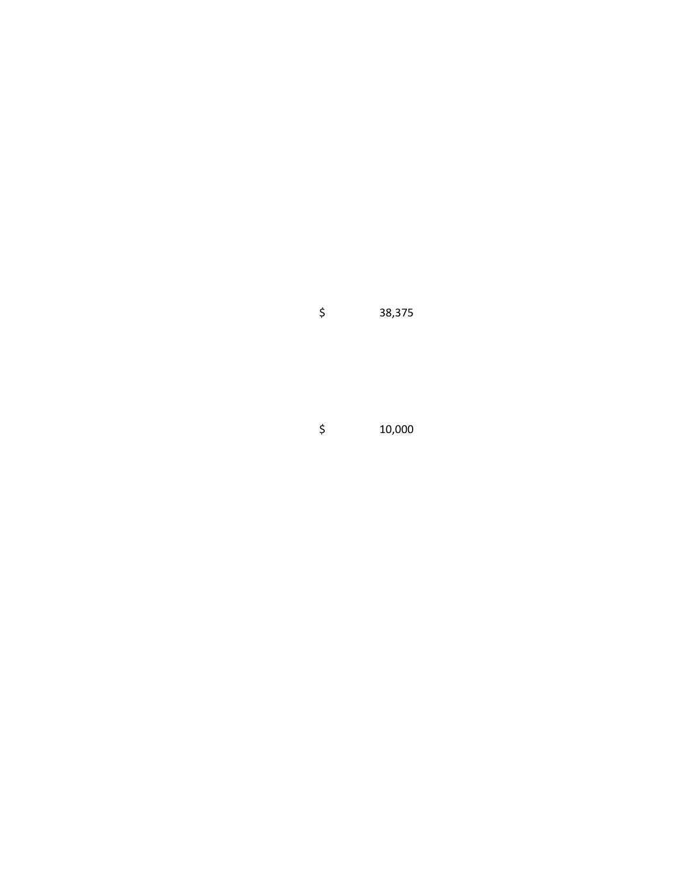$ 38,375

$ 10,000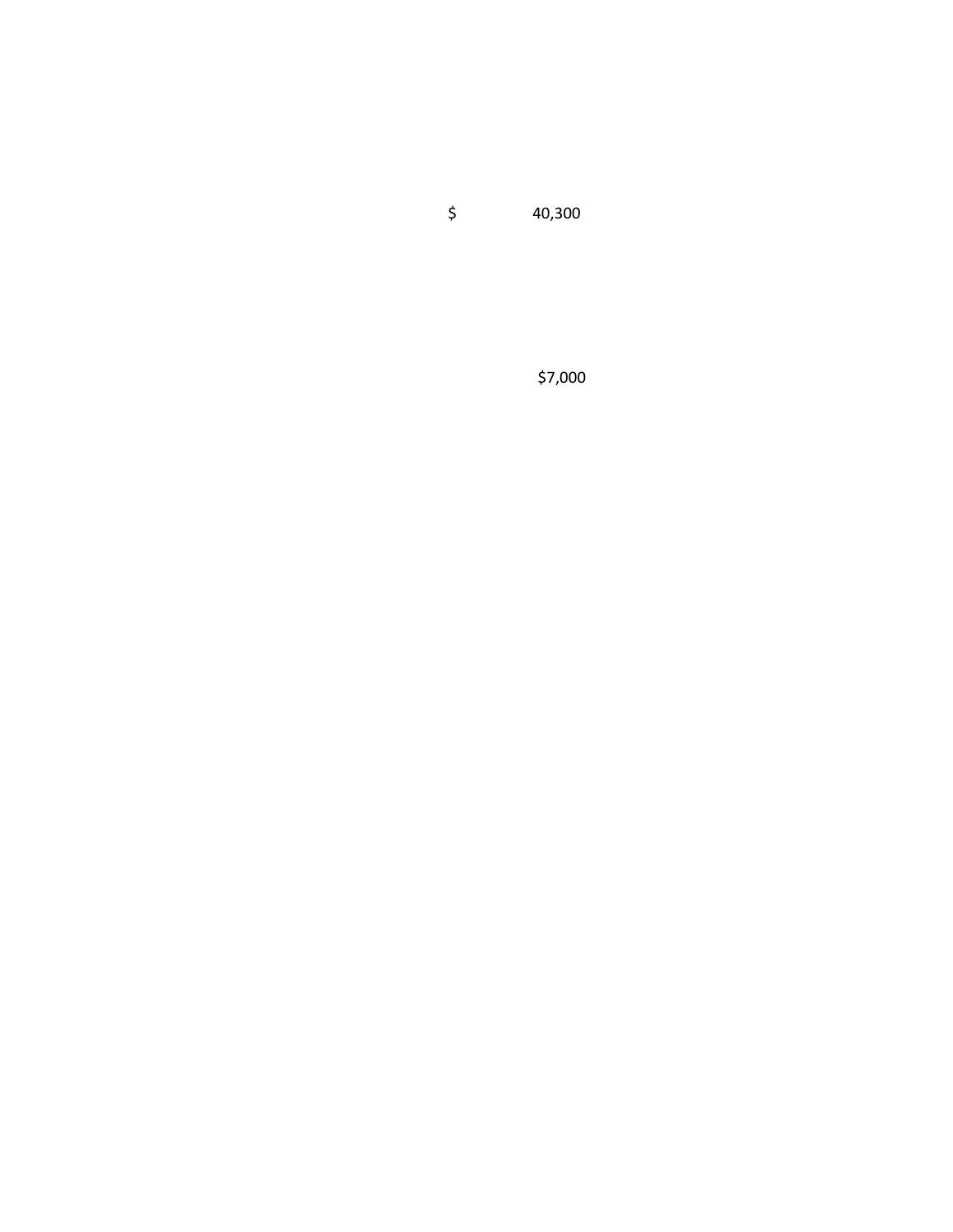$ 40,300

$7,000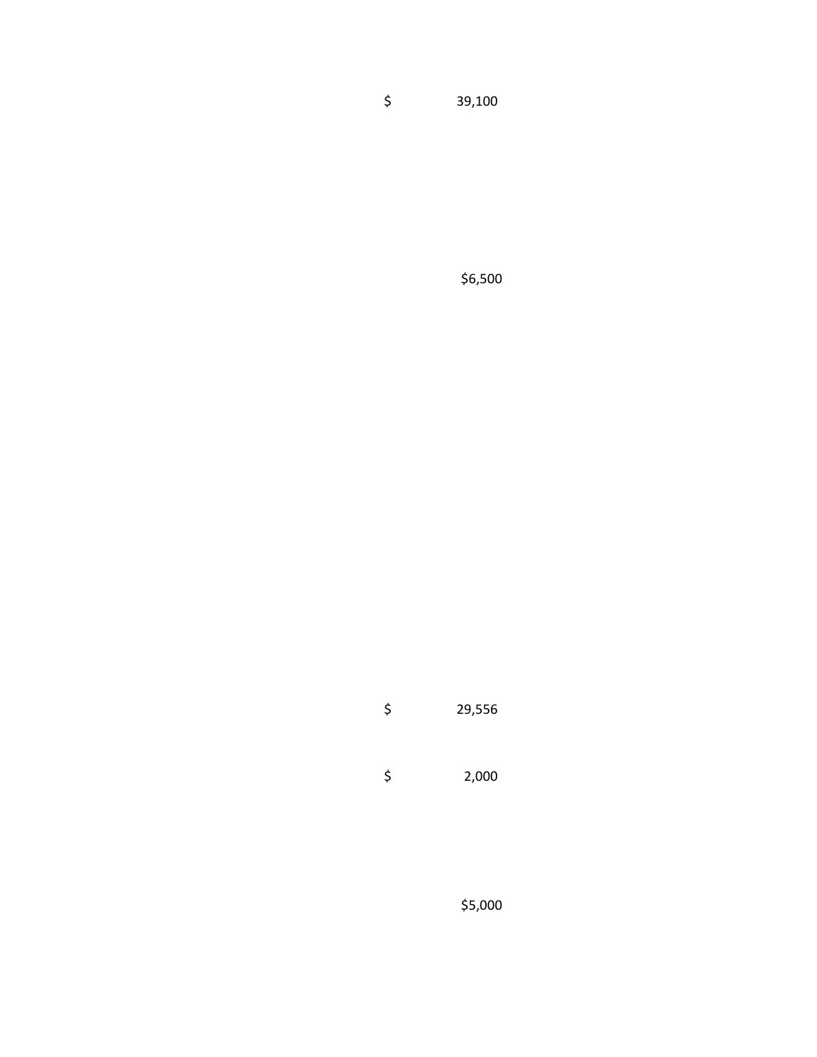$ 39,100

$6,500

$ 29,556

$ 2,000

$5,000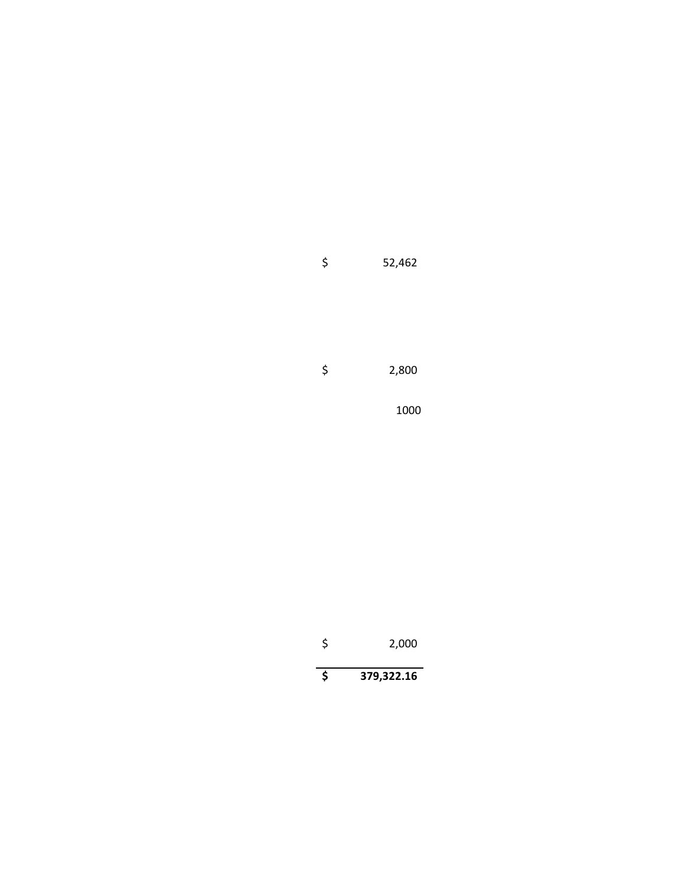| | |
|---|---|
| $ | 52,462 |
| $ | 2,800 |
| | 1000 |
| $ | 2,000 |
| **$** | **379,322.16** |